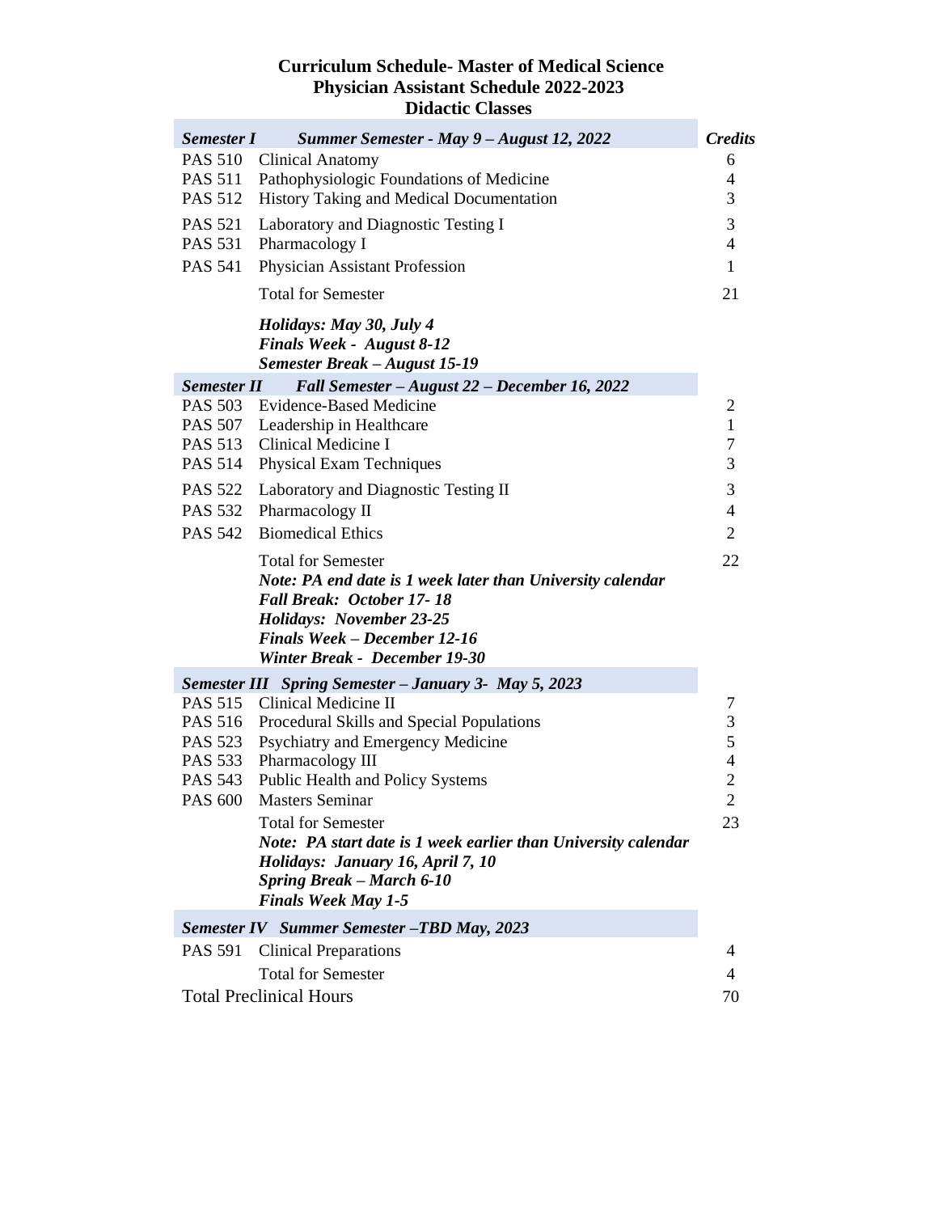# Curriculum Schedule- Master of Medical Science
## Physician Assistant Schedule 2022-2023
## Didactic Classes

| *Semester I* | *Summer Semester - May 9 – August 12, 2022* | *Credits* |
|---|---|---|
| PAS 510 | Clinical Anatomy | 6 |
| PAS 511 | Pathophysiologic Foundations of Medicine | 4 |
| PAS 512 | History Taking and Medical Documentation | 3 |
| PAS 521 | Laboratory and Diagnostic Testing I | 3 |
| PAS 531 | Pharmacology I | 4 |
| PAS 541 | Physician Assistant Profession | 1 |
| | Total for Semester | 21 |
| | ***Holidays: May 30, July 4*** <br> ***Finals Week - August 8-12*** <br> ***Semester Break – August 15-19*** | |
| ***Semester II*** | ***Fall Semester – August 22 – December 16, 2022*** | |
| PAS 503 | Evidence-Based Medicine | 2 |
| PAS 507 | Leadership in Healthcare | 1 |
| PAS 513 | Clinical Medicine I | 7 |
| PAS 514 | Physical Exam Techniques | 3 |
| PAS 522 | Laboratory and Diagnostic Testing II | 3 |
| PAS 532 | Pharmacology II | 4 |
| PAS 542 | Biomedical Ethics | 2 |
| | Total for Semester | 22 |
| | ***Note: PA end date is 1 week later than University calendar*** <br> ***Fall Break: October 17- 18*** <br> ***Holidays: November 23-25*** <br> ***Finals Week – December 12-16*** <br> ***Winter Break - December 19-30*** | |
| ***Semester III*** | ***Spring Semester – January 3- May 5, 2023*** | |
| PAS 515 | Clinical Medicine II | 7 |
| PAS 516 | Procedural Skills and Special Populations | 3 |
| PAS 523 | Psychiatry and Emergency Medicine | 5 |
| PAS 533 | Pharmacology III | 4 |
| PAS 543 | Public Health and Policy Systems | 2 |
| PAS 600 | Masters Seminar | 2 |
| | Total for Semester | 23 |
| | ***Note: PA start date is 1 week earlier than University calendar*** <br> ***Holidays: January 16, April 7, 10*** <br> ***Spring Break – March 6-10*** <br> ***Finals Week May 1-5*** | |
| ***Semester IV*** | ***Summer Semester –TBD May, 2023*** | |
| PAS 591 | Clinical Preparations | 4 |
| | Total for Semester | 4 |
| Total Preclinical Hours | | 70 |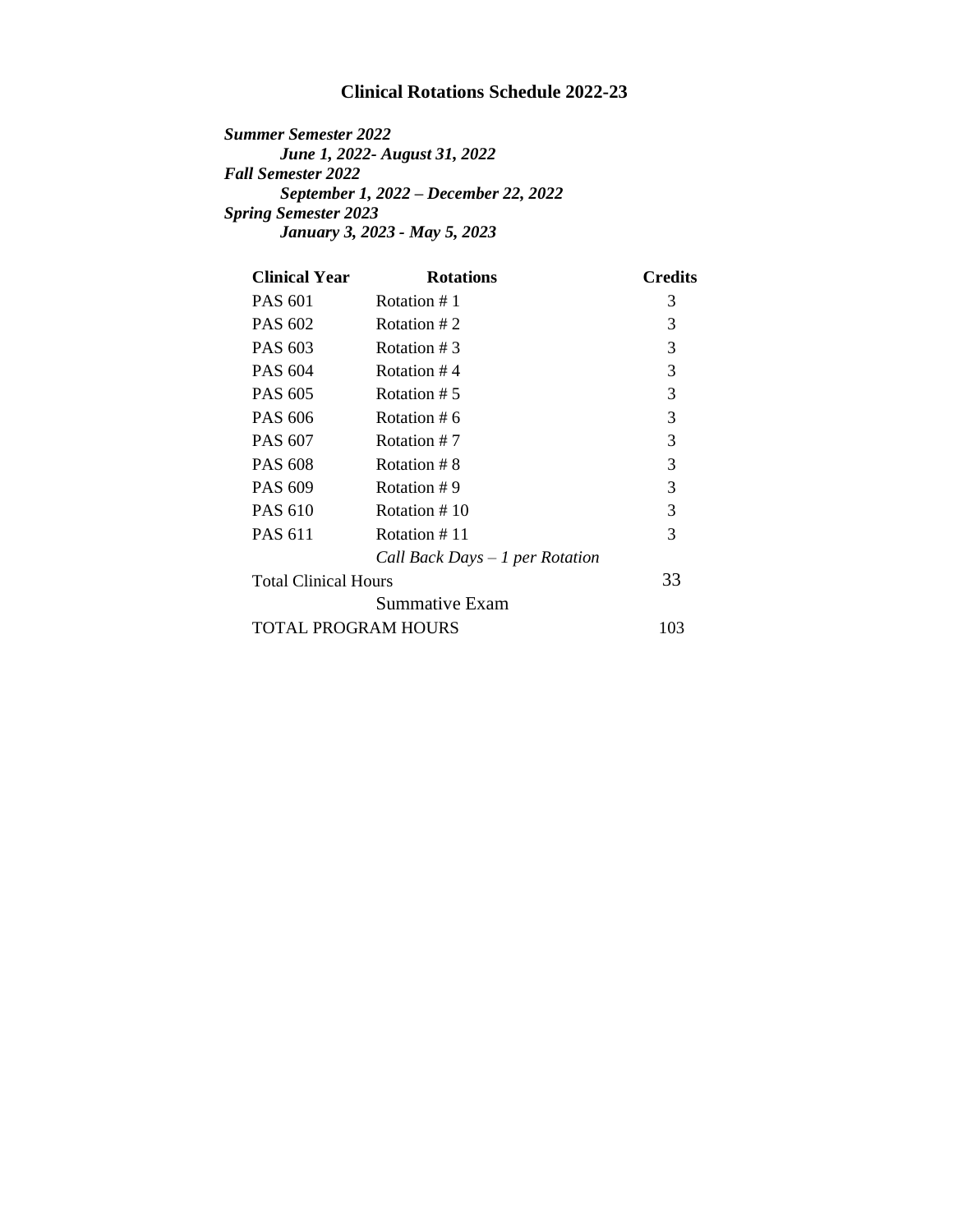# Clinical Rotations Schedule 2022-23

***Summer Semester 2022***
***June 1, 2022- August 31, 2022***
***Fall Semester 2022***
***September 1, 2022 – December 22, 2022***
***Spring Semester 2023***
***January 3, 2023 - May 5, 2023***

| Clinical Year | Rotations | Credits |
|---|---|---|
| PAS 601 | Rotation # 1 | 3 |
| PAS 602 | Rotation # 2 | 3 |
| PAS 603 | Rotation # 3 | 3 |
| PAS 604 | Rotation # 4 | 3 |
| PAS 605 | Rotation # 5 | 3 |
| PAS 606 | Rotation # 6 | 3 |
| PAS 607 | Rotation # 7 | 3 |
| PAS 608 | Rotation # 8 | 3 |
| PAS 609 | Rotation # 9 | 3 |
| PAS 610 | Rotation # 10 | 3 |
| PAS 611 | Rotation # 11 | 3 |
| | *Call Back Days – 1 per Rotation* | |
| Total Clinical Hours | | 33 |
| | Summative Exam | |
| TOTAL PROGRAM HOURS | | 103 |